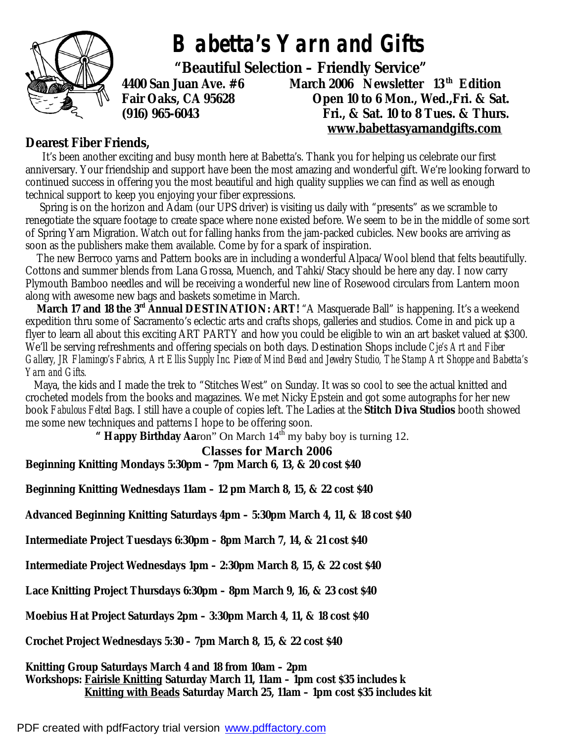# Babetta's Yarn and Gifts

**"Beautiful Selection – Friendly Service"**

**4400 San Juan Ave. #6**
**Fair Oaks, CA 95628**
**(916) 965-6043**

**March 2006 Newsletter 13th Edition**
**Open 10 to 6 Mon., Wed.,Fri. & Sat.**
**Fri., & Sat. 10 to 8 Tues. & Thurs.**
**www.babettasyarnandgifts.com**

**Dearest Fiber Friends,**

It's been another exciting and busy month here at Babetta's. Thank you for helping us celebrate our first anniversary. Your friendship and support have been the most amazing and wonderful gift. We're looking forward to continued success in offering you the most beautiful and high quality supplies we can find as well as enough technical support to keep you enjoying your fiber expressions.

Spring is on the horizon and Adam (our UPS driver) is visiting us daily with "presents" as we scramble to renegotiate the square footage to create space where none existed before. We seem to be in the middle of some sort of Spring Yarn Migration. Watch out for falling hanks from the jam-packed cubicles. New books are arriving as soon as the publishers make them available. Come by for a spark of inspiration.

The new Berroco yarns and Pattern books are in including a wonderful Alpaca/Wool blend that felts beautifully. Cottons and summer blends from Lana Grossa, Muench, and Tahki/Stacy should be here any day. I now carry Plymouth Bamboo needles and will be receiving a wonderful new line of Rosewood circulars from Lantern moon along with awesome new bags and baskets sometime in March.

**March 17 and 18 the 3rd Annual DESTINATION: ART!** "A Masquerade Ball" is happening. It's a weekend expedition thru some of Sacramento's eclectic arts and crafts shops, galleries and studios. Come in and pick up a flyer to learn all about this exciting ART PARTY and how you could be eligible to win an art basket valued at $300. We'll be serving refreshments and offering specials on both days. Destination Shops include *Cje's Art and Fiber Gallery, JR Flamingo's Fabrics, Art Ellis Supply Inc. Piece of Mind Bead and Jewelry Studio, The Stamp Art Shoppe and Babetta's Yarn and Gifts.*

Maya, the kids and I made the trek to "Stitches West" on Sunday. It was so cool to see the actual knitted and crocheted models from the books and magazines. We met Nicky Epstein and got some autographs for her new book *Fabulous Felted Bags*. I still have a couple of copies left. The Ladies at the **Stitch Diva Studios** booth showed me some new techniques and patterns I hope to be offering soon.

**" Happy Birthday Aa**ron" On March 14th my baby boy is turning 12.

## Classes for March 2006

**Beginning Knitting Mondays 5:30pm – 7pm March 6, 13, & 20 cost $40**

**Beginning Knitting Wednesdays 11am – 12 pm March 8, 15, & 22 cost $40**

**Advanced Beginning Knitting Saturdays 4pm – 5:30pm March 4, 11, & 18 cost $40**

**Intermediate Project Tuesdays 6:30pm – 8pm March 7, 14, & 21 cost $40**

**Intermediate Project Wednesdays 1pm – 2:30pm March 8, 15, & 22 cost $40**

**Lace Knitting Project Thursdays 6:30pm – 8pm March 9, 16, & 23 cost $40**

**Moebius Hat Project Saturdays 2pm – 3:30pm March 4, 11, & 18 cost $40**

**Crochet Project Wednesdays 5:30 – 7pm March 8, 15, & 22 cost $40**

**Knitting Group Saturdays March 4 and 18 from 10am – 2pm**
**Workshops: Fairisle Knitting Saturday March 11, 11am – 1pm cost $35 includes k**
**Knitting with Beads Saturday March 25, 11am – 1pm cost $35 includes kit**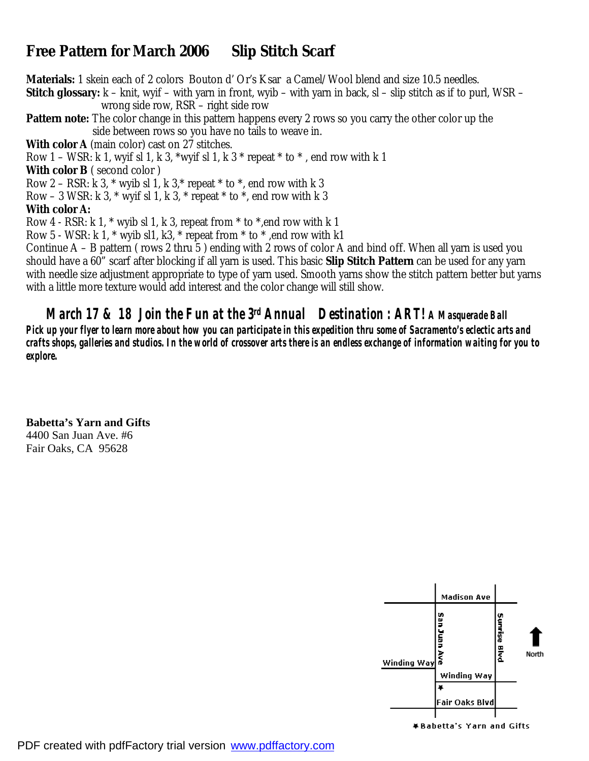# Free Pattern for March 2006 Slip Stitch Scarf

**Materials:** 1 skein each of 2 colors Bouton d' Or's Ksar a Camel/Wool blend and size 10.5 needles.

**Stitch glossary:** k – knit, wyif – with yarn in front, wyib – with yarn in back, sl – slip stitch as if to purl, WSR – wrong side row, RSR – right side row

**Pattern note:** The color change in this pattern happens every 2 rows so you carry the other color up the side between rows so you have no tails to weave in.

**With color A** (main color) cast on 27 stitches.

Row 1 – WSR: k 1, wyif sl 1, k 3, *wyif sl 1, k 3 * repeat * to * , end row with k 1

**With color B** ( second color )

Row 2 – RSR: k 3, * wyib sl 1, k 3,* repeat * to *, end row with k 3

Row – 3 WSR: k 3, * wyif sl 1, k 3, * repeat * to *, end row with k 3

**With color A:**

Row 4 - RSR: k 1, * wyib sl 1, k 3, repeat from * to *,end row with k 1

Row 5 - WSR: k 1, * wyib sl1, k3, * repeat from * to * ,end row with k1

Continue A – B pattern ( rows 2 thru 5 ) ending with 2 rows of color A and bind off. When all yarn is used you should have a 60" scarf after blocking if all yarn is used. This basic **Slip Stitch Pattern** can be used for any yarn with needle size adjustment appropriate to type of yarn used. Smooth yarns show the stitch pattern better but yarns with a little more texture would add interest and the color change will still show.

***March 17 & 18 Join the Fun at the 3rd Annual Destination : ART! A Masquerade Ball***

***Pick up your flyer to learn more about how you can participate in this expedition thru some of Sacramento's eclectic arts and crafts shops, galleries and studios. In the world of crossover arts there is an endless exchange of information waiting for you to explore.***

**Babetta's Yarn and Gifts**
4400 San Juan Ave. #6
Fair Oaks, CA 95628

Madison Ave
San Juan Ave
Sunrise Blvd
Winding Way
Winding Way
Fair Oaks Blvd
North
Babetta's Yarn and Gifts